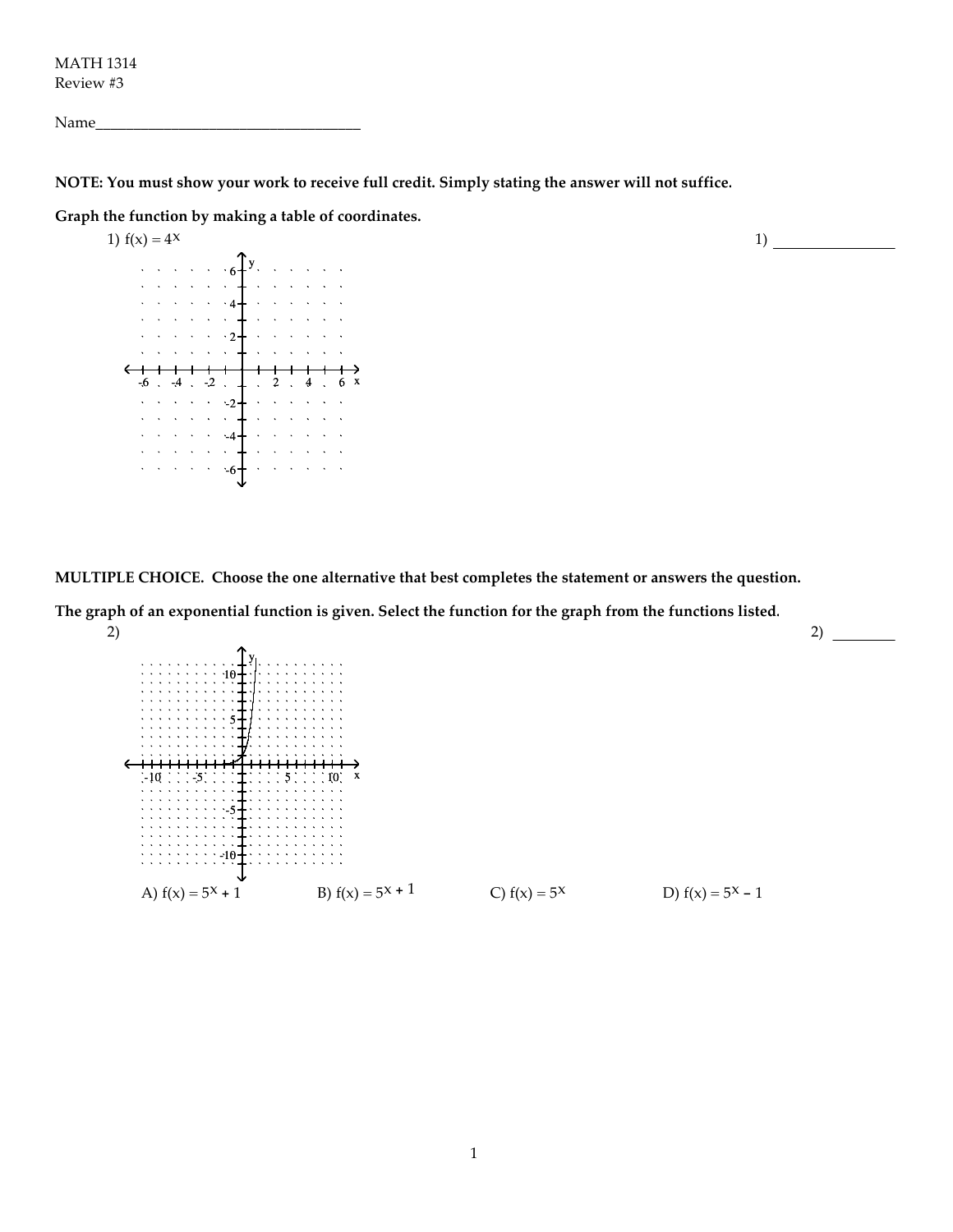MATH 1314
Review #3

Name___________________________________

**NOTE: You must show your work to receive full credit. Simply stating the answer will not suffice.**

**Graph the function by making a table of coordinates.**

1) $f(x) = 4^x$

1) _______________

**MULTIPLE CHOICE. Choose the one alternative that best completes the statement or answers the question.**

**The graph of an exponential function is given. Select the function for the graph from the functions listed.**

2)

2) ________

A) $f(x) = 5^x + 1$ B) $f(x) = 5^{x+1}$ C) $f(x) = 5^x$ D) $f(x) = 5^x - 1$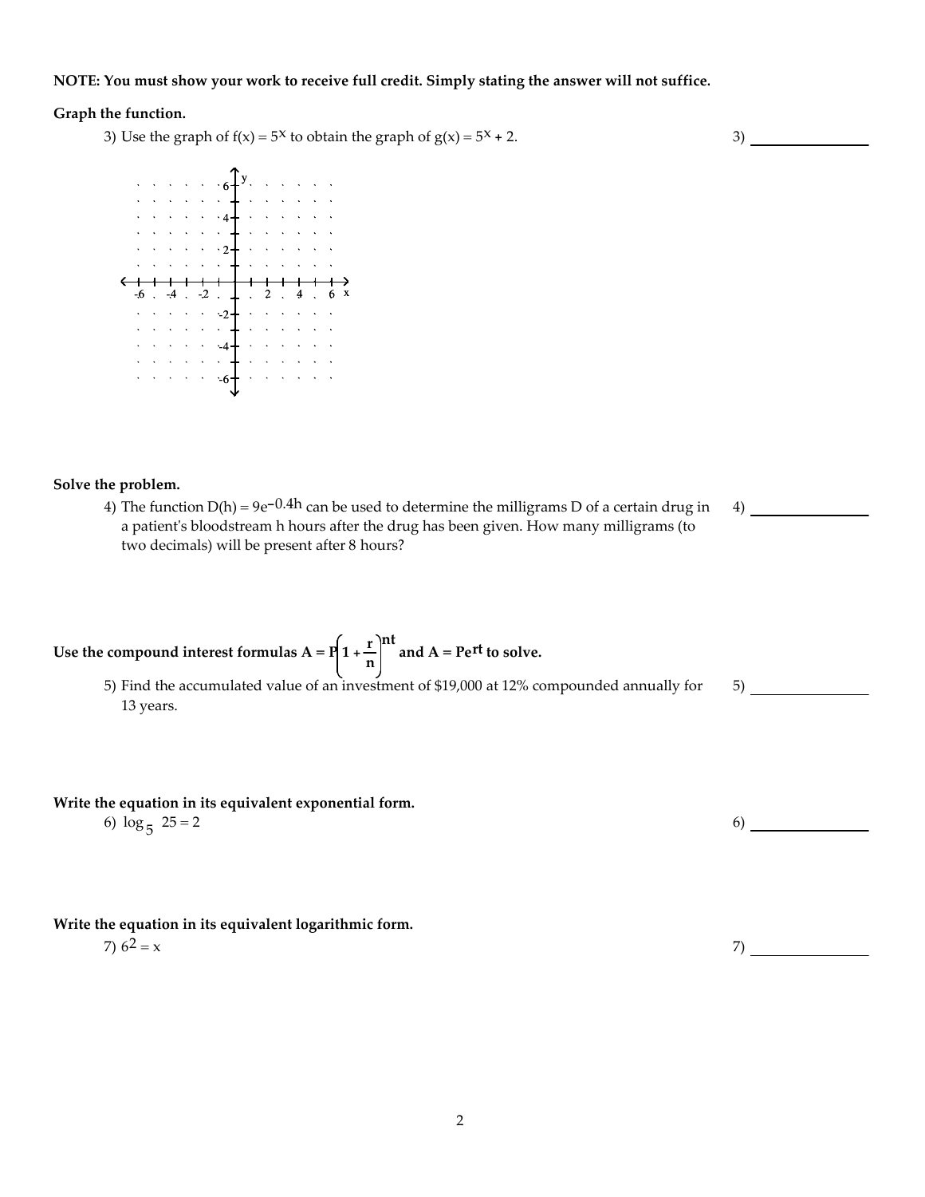**NOTE: You must show your work to receive full credit. Simply stating the answer will not suffice.**

**Graph the function.**

3) Use the graph of $f(x) = 5^x$ to obtain the graph of $g(x) = 5^x + 2$.

3) ______________

**Solve the problem.**

4) The function $D(h) = 9e^{-0.4h}$ can be used to determine the milligrams D of a certain drug in a patient's bloodstream h hours after the drug has been given. How many milligrams (to two decimals) will be present after 8 hours?

4) ______________

**Use the compound interest formulas $A = P\left(1 + \frac{r}{n}\right)^{nt}$ and $A = Pe^{rt}$ to solve.**

5) Find the accumulated value of an investment of $19,000 at 12% compounded annually for 13 years.

5) ______________

**Write the equation in its equivalent exponential form.**

6) $\log_5 25 = 2$

6) ______________

**Write the equation in its equivalent logarithmic form.**

7) $6^2 = x$

7) ______________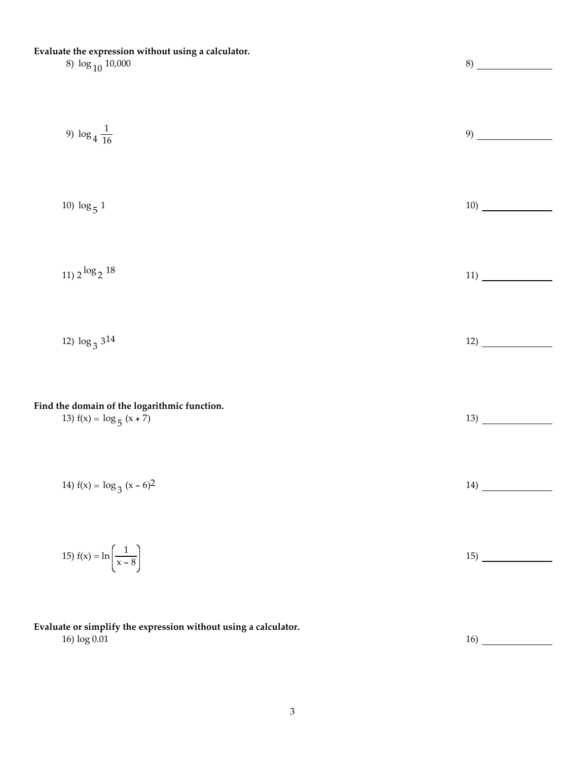**Evaluate the expression without using a calculator.**

8) $\log_{10} 10{,}000$ 8) ______________

9) $\log_4 \frac{1}{16}$ 9) ______________

10) $\log_5 1$ 10) ______________

11) $2^{\log_2 18}$ 11) ______________

12) $\log_3 3^{14}$ 12) ______________

**Find the domain of the logarithmic function.**

13) $f(x) = \log_5 (x + 7)$ 13) ______________

14) $f(x) = \log_3 (x - 6)^2$ 14) ______________

15) $f(x) = \ln\left(\frac{1}{x - 8}\right)$ 15) ______________

**Evaluate or simplify the expression without using a calculator.**

16) $\log 0.01$ 16) ______________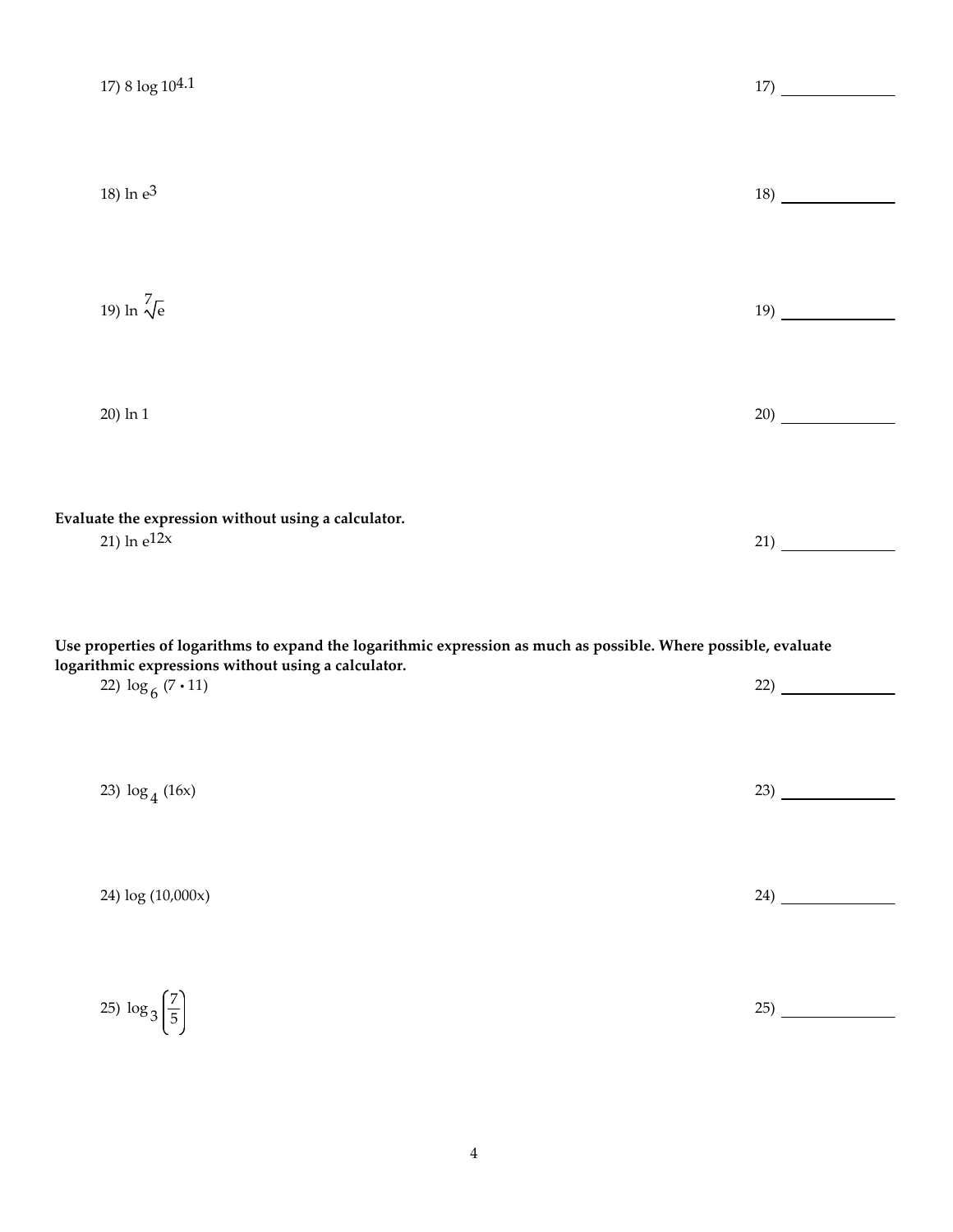17) $8 \log 10^{4.1}$ 17) ______________

18) $\ln e^{3}$ 18) ______________

19) $\ln \sqrt[7]{e}$ 19) ______________

20) $\ln 1$ 20) ______________

**Evaluate the expression without using a calculator.**

21) $\ln e^{12x}$ 21) ______________

**Use properties of logarithms to expand the logarithmic expression as much as possible. Where possible, evaluate logarithmic expressions without using a calculator.**

22) $\log_6 (7 \cdot 11)$ 22) ______________

23) $\log_4 (16x)$ 23) ______________

24) $\log (10{,}000x)$ 24) ______________

25) $\log_3 \left(\frac{7}{5}\right)$ 25) ______________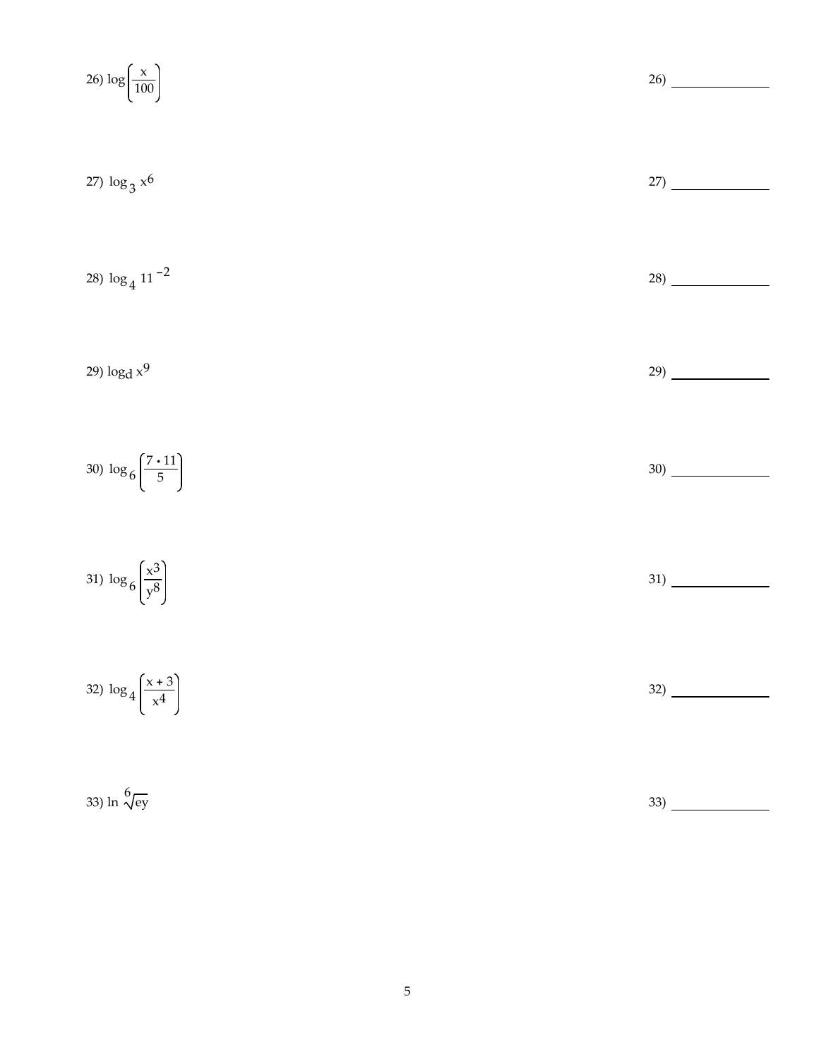26) $\log\left(\frac{x}{100}\right)$

26) ______________

27) $\log_3 x^6$

27) ______________

28) $\log_4 11^{-2}$

28) ______________

29) $\log_d x^9$

29) ______________

30) $\log_6\left(\frac{7 \cdot 11}{5}\right)$

30) ______________

31) $\log_6\left(\frac{x^3}{y^8}\right)$

31) ______________

32) $\log_4\left(\frac{x + 3}{x^4}\right)$

32) ______________

33) $\ln \sqrt[6]{ey}$

33) ______________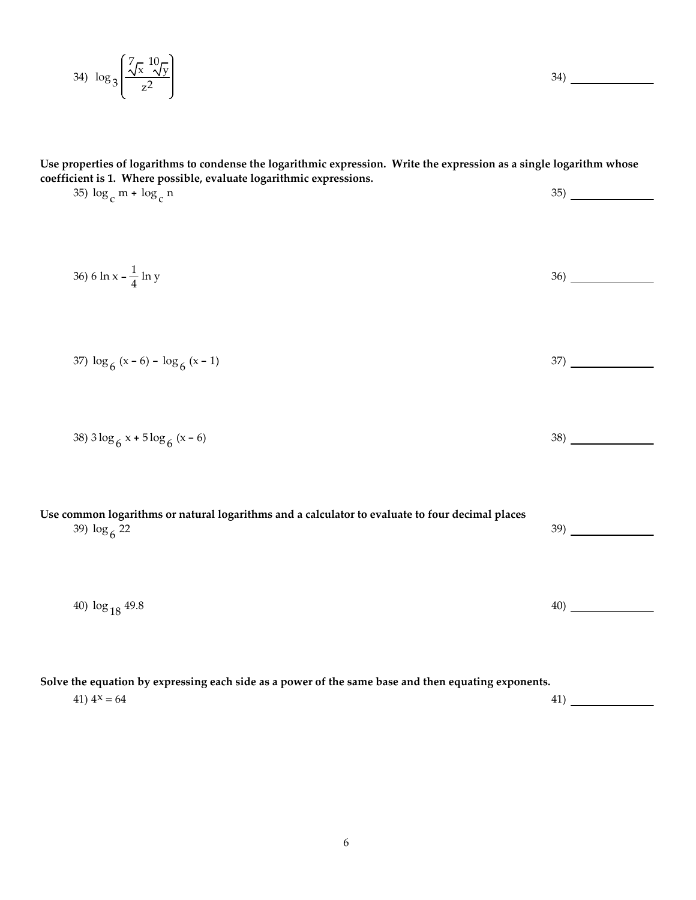34) $\log_3\left(\dfrac{\sqrt[7]{x}\ \sqrt[10]{y}}{z^2}\right)$ 34) ______________

**Use properties of logarithms to condense the logarithmic expression. Write the expression as a single logarithm whose coefficient is 1. Where possible, evaluate logarithmic expressions.**

35) $\log_c m + \log_c n$ 35) ______________

36) $6 \ln x - \dfrac{1}{4} \ln y$ 36) ______________

37) $\log_6 (x - 6) - \log_6 (x - 1)$ 37) ______________

38) $3 \log_6 x + 5 \log_6 (x - 6)$ 38) ______________

**Use common logarithms or natural logarithms and a calculator to evaluate to four decimal places**

39) $\log_6 22$ 39) ______________

40) $\log_{18} 49.8$ 40) ______________

**Solve the equation by expressing each side as a power of the same base and then equating exponents.**

41) $4^x = 64$ 41) ______________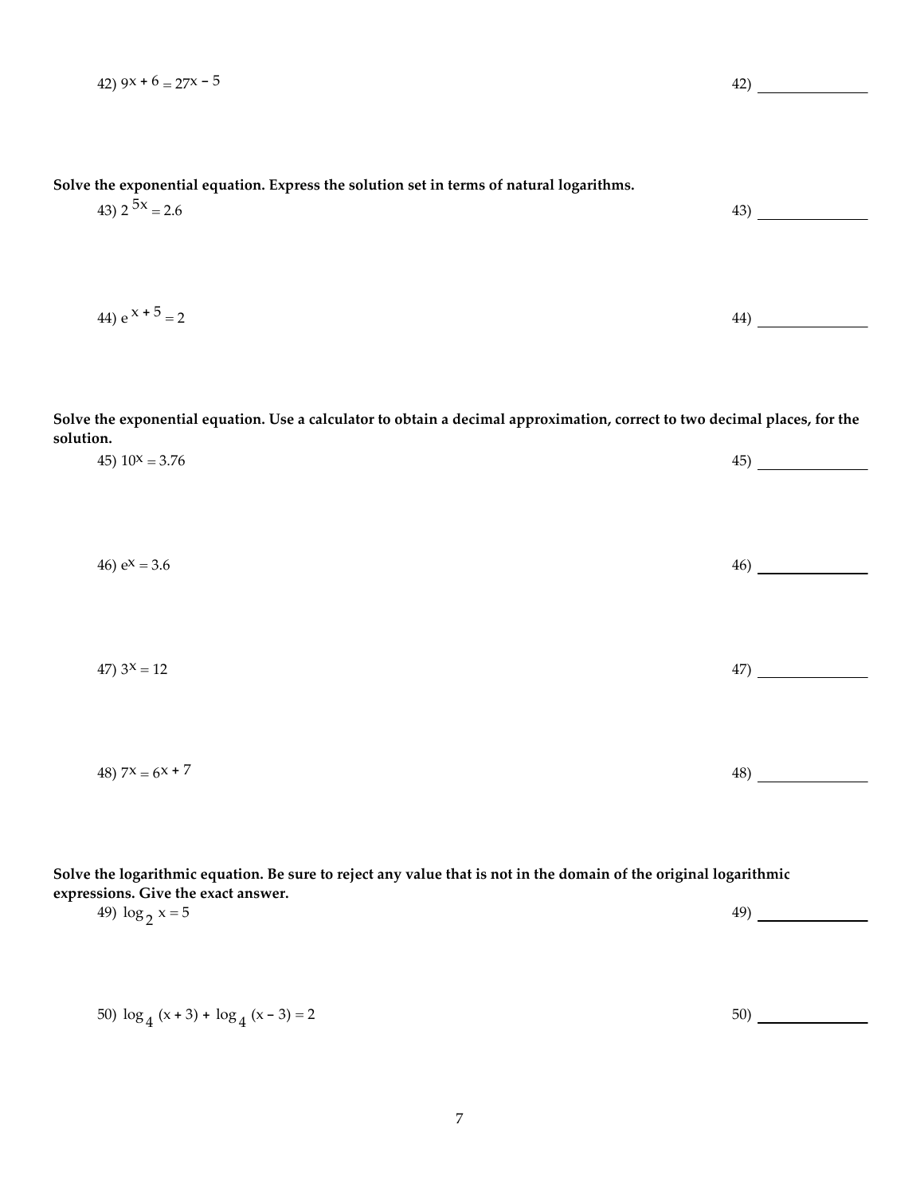42) $9^{x+6} = 27^{x-5}$ 42) ______________

**Solve the exponential equation. Express the solution set in terms of natural logarithms.**

43) $2^{5x} = 2.6$ 43) ______________

44) $e^{x+5} = 2$ 44) ______________

**Solve the exponential equation. Use a calculator to obtain a decimal approximation, correct to two decimal places, for the solution.**

45) $10^{x} = 3.76$ 45) ______________

46) $e^{x} = 3.6$ 46) ______________

47) $3^{x} = 12$ 47) ______________

48) $7^{x} = 6^{x+7}$ 48) ______________

**Solve the logarithmic equation. Be sure to reject any value that is not in the domain of the original logarithmic expressions. Give the exact answer.**

49) $\log_2 x = 5$ 49) ______________

50) $\log_4 (x+3) + \log_4 (x-3) = 2$ 50) ______________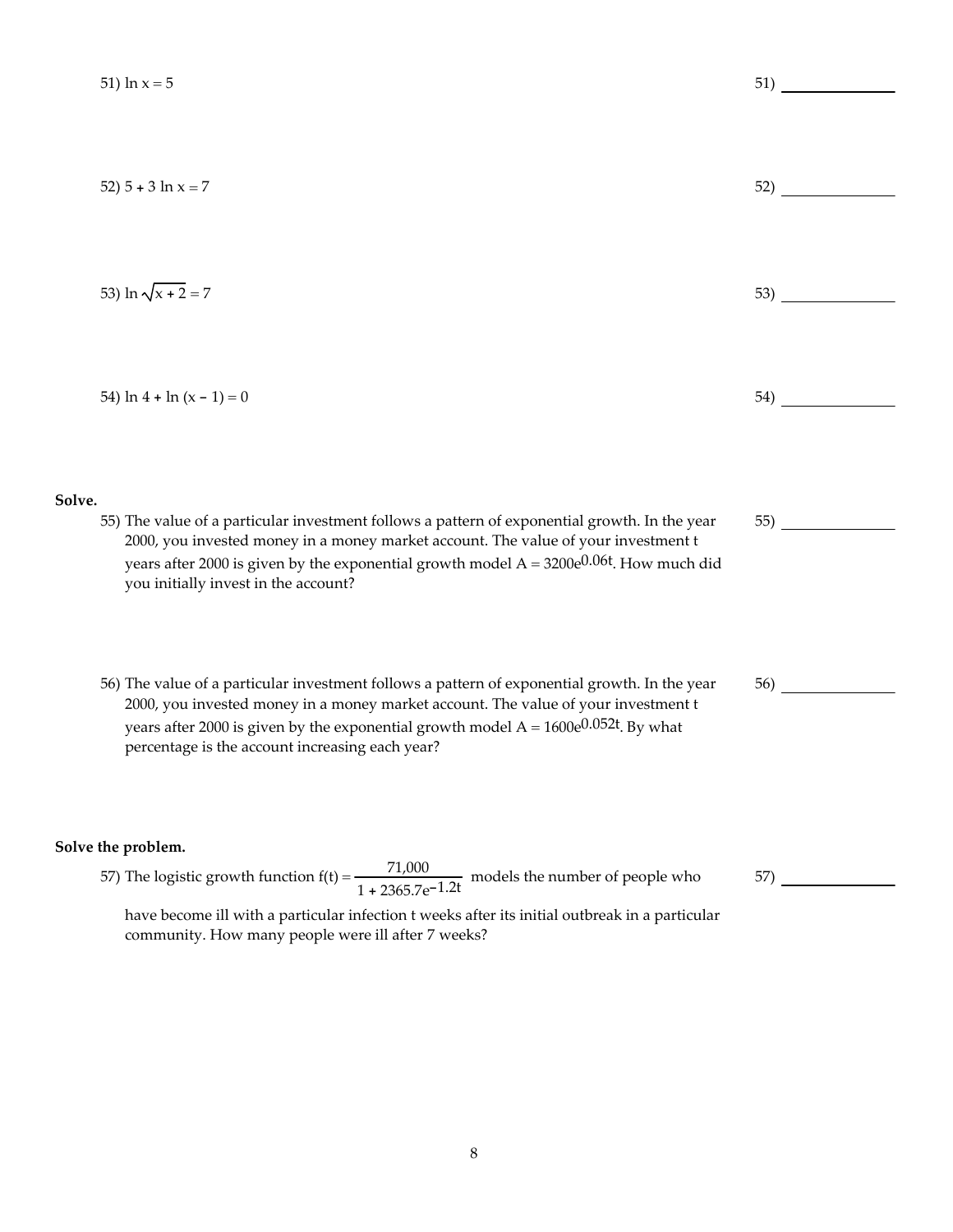51) $\ln x = 5$ 51) ______________

52) $5 + 3 \ln x = 7$ 52) ______________

53) $\ln \sqrt{x + 2} = 7$ 53) ______________

54) $\ln 4 + \ln (x - 1) = 0$ 54) ______________

**Solve.**

55) The value of a particular investment follows a pattern of exponential growth. In the year 2000, you invested money in a money market account. The value of your investment t years after 2000 is given by the exponential growth model $A = 3200e^{0.06t}$. How much did you initially invest in the account? 55) ______________

56) The value of a particular investment follows a pattern of exponential growth. In the year 2000, you invested money in a money market account. The value of your investment t years after 2000 is given by the exponential growth model $A = 1600e^{0.052t}$. By what percentage is the account increasing each year? 56) ______________

**Solve the problem.**

57) The logistic growth function $f(t) = \dfrac{71{,}000}{1 + 2365.7e^{-1.2t}}$ models the number of people who have become ill with a particular infection t weeks after its initial outbreak in a particular community. How many people were ill after 7 weeks? 57) ______________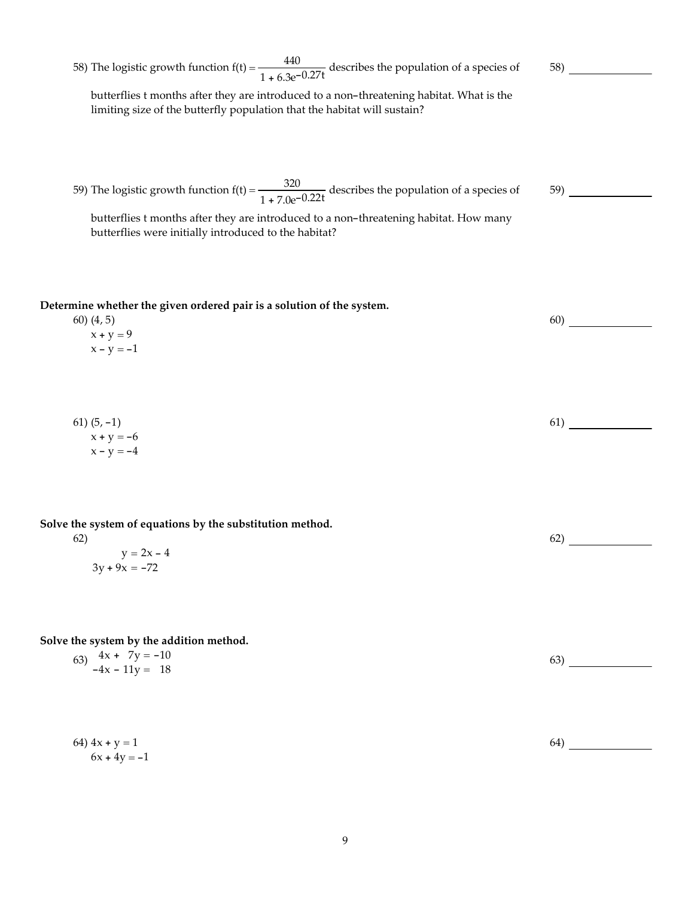58) The logistic growth function $f(t) = \dfrac{440}{1 + 6.3e^{-0.27t}}$ describes the population of a species of butterflies t months after they are introduced to a non-threatening habitat. What is the limiting size of the butterfly population that the habitat will sustain?

58) _______________

59) The logistic growth function $f(t) = \dfrac{320}{1 + 7.0e^{-0.22t}}$ describes the population of a species of butterflies t months after they are introduced to a non-threatening habitat. How many butterflies were initially introduced to the habitat?

59) _______________

**Determine whether the given ordered pair is a solution of the system.**

60) (4, 5)

$$x + y = 9$$
$$x - y = -1$$

60) _______________

61) (5, -1)

$$x + y = -6$$
$$x - y = -4$$

61) _______________

**Solve the system of equations by the substitution method.**

62)

$$y = 2x - 4$$
$$3y + 9x = -72$$

62) _______________

**Solve the system by the addition method.**

63)

$$4x + 7y = -10$$
$$-4x - 11y = 18$$

63) _______________

64)

$$4x + y = 1$$
$$6x + 4y = -1$$

64) _______________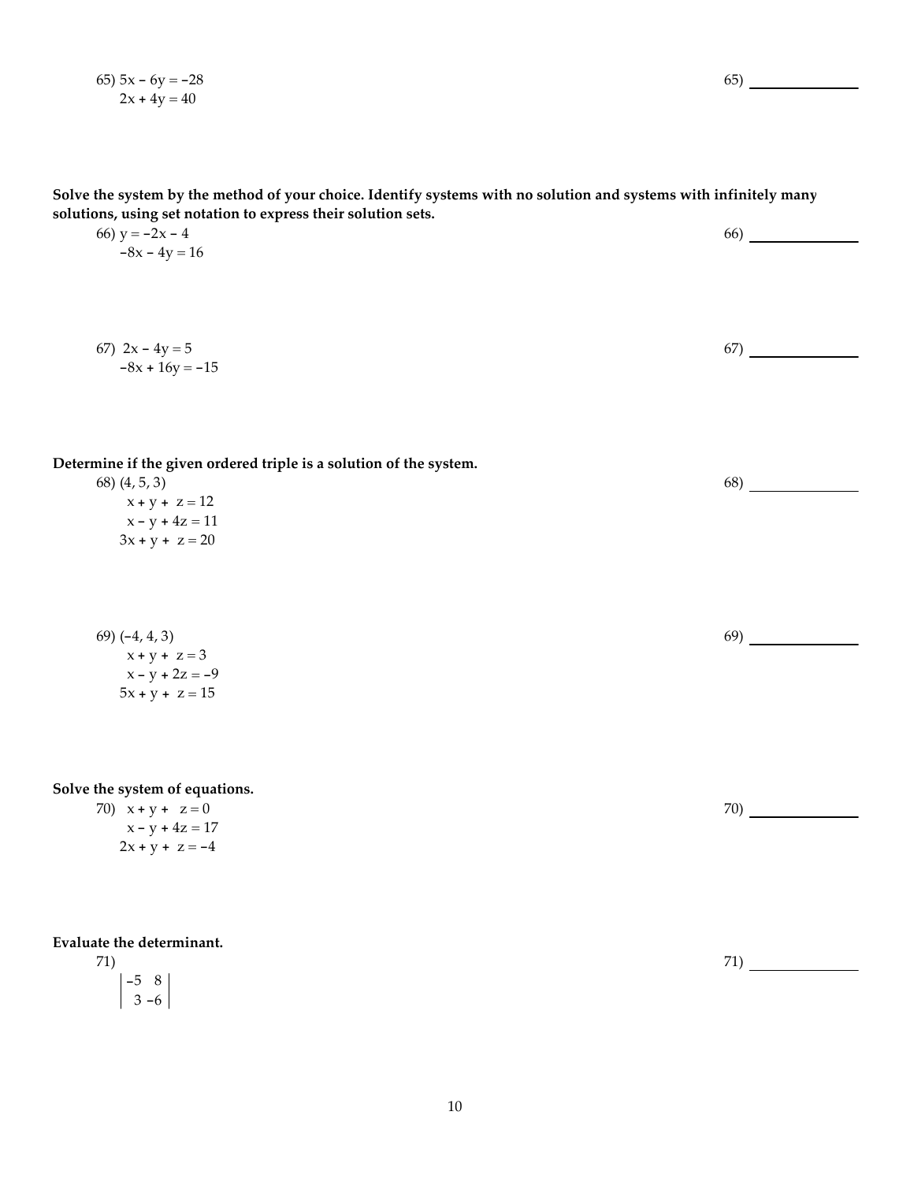65) $5x - 6y = -28$
$2x + 4y = 40$

65) ______________

**Solve the system by the method of your choice. Identify systems with no solution and systems with infinitely many solutions, using set notation to express their solution sets.**

66) $y = -2x - 4$
$-8x - 4y = 16$

66) ______________

67) $2x - 4y = 5$
$-8x + 16y = -15$

67) ______________

**Determine if the given ordered triple is a solution of the system.**

68) (4, 5, 3)

$$\begin{aligned} x + y + z &= 12 \\ x - y + 4z &= 11 \\ 3x + y + z &= 20 \end{aligned}$$

68) ______________

69) (−4, 4, 3)

$$\begin{aligned} x + y + z &= 3 \\ x - y + 2z &= -9 \\ 5x + y + z &= 15 \end{aligned}$$

69) ______________

**Solve the system of equations.**

70)

$$\begin{aligned} x + y + z &= 0 \\ x - y + 4z &= 17 \\ 2x + y + z &= -4 \end{aligned}$$

70) ______________

**Evaluate the determinant.**

71)

$$\begin{vmatrix} -5 & 8 \\ 3 & -6 \end{vmatrix}$$

71) ______________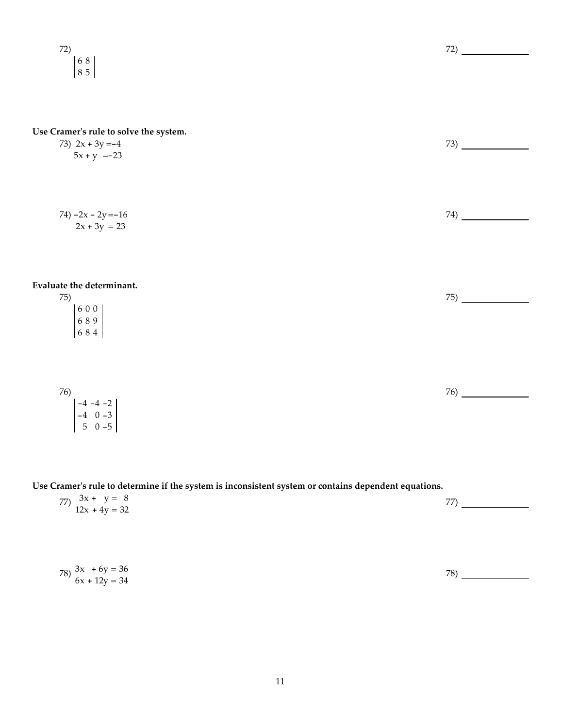72) $\begin{vmatrix} 6 & 8 \\ 8 & 5 \end{vmatrix}$

72) ______________

**Use Cramer's rule to solve the system.**

73) $2x + 3y = -4$
$5x + y = -23$

73) ______________

74) $-2x - 2y = -16$
$2x + 3y = 23$

74) ______________

**Evaluate the determinant.**

75) $\begin{vmatrix} 6 & 0 & 0 \\ 6 & 8 & 9 \\ 6 & 8 & 4 \end{vmatrix}$

75) ______________

76) $\begin{vmatrix} -4 & -4 & -2 \\ -4 & 0 & -3 \\ 5 & 0 & -5 \end{vmatrix}$

76) ______________

**Use Cramer's rule to determine if the system is inconsistent system or contains dependent equations.**

77) $3x + y = 8$
$12x + 4y = 32$

77) ______________

78) $3x + 6y = 36$
$6x + 12y = 34$

78) ______________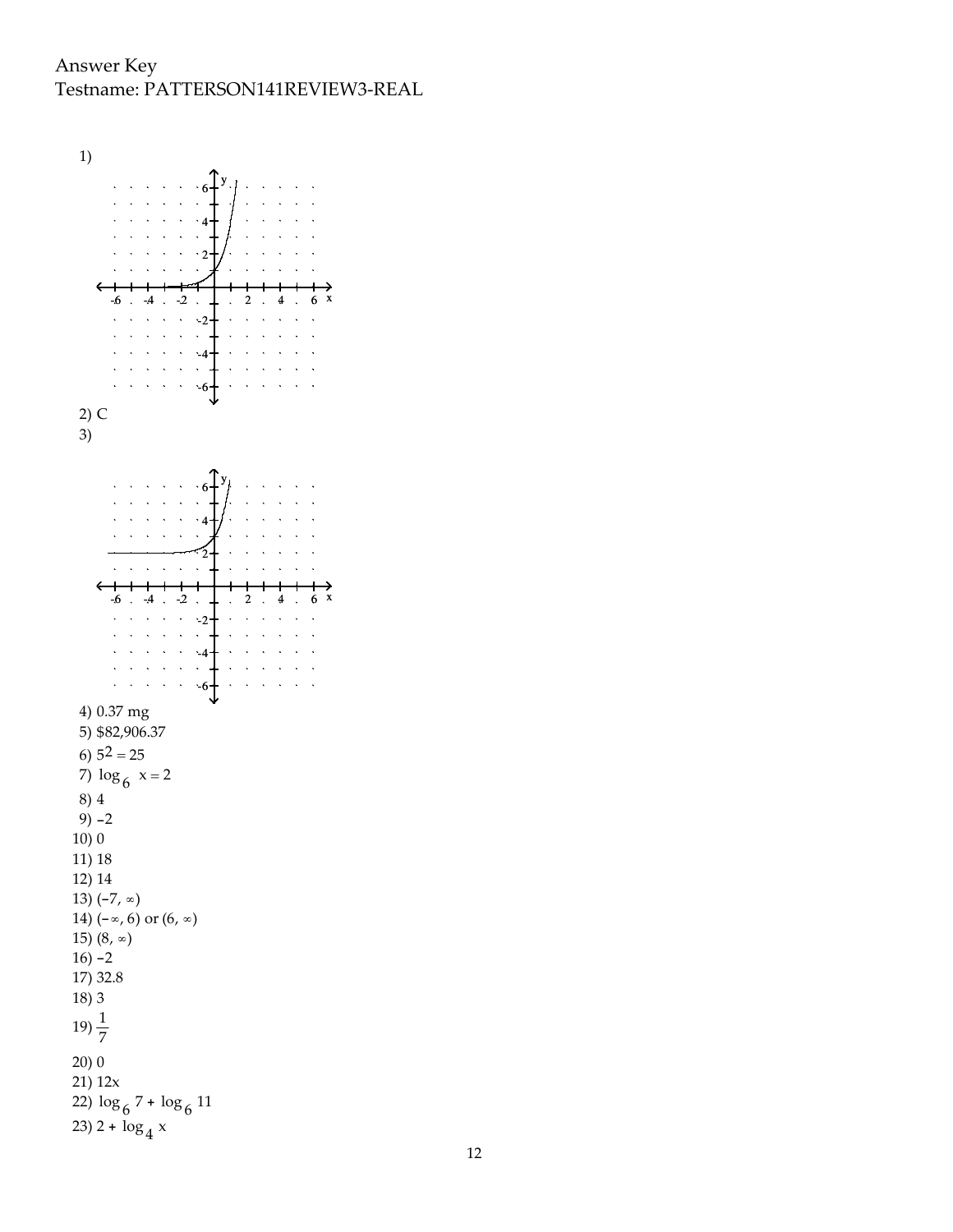Answer Key
Testname: PATTERSON141REVIEW3-REAL

1)

2) C

3)

4) 0.37 mg

5) $82,906.37

6) $5^2 = 25$

7) $\log_6 x = 2$

8) 4

9) $-2$

10) 0

11) 18

12) 14

13) $(-7, \infty)$

14) $(-\infty, 6)$ or $(6, \infty)$

15) $(8, \infty)$

16) $-2$

17) 32.8

18) 3

19) $\frac{1}{7}$

20) 0

21) $12x$

22) $\log_6 7 + \log_6 11$

23) $2 + \log_4 x$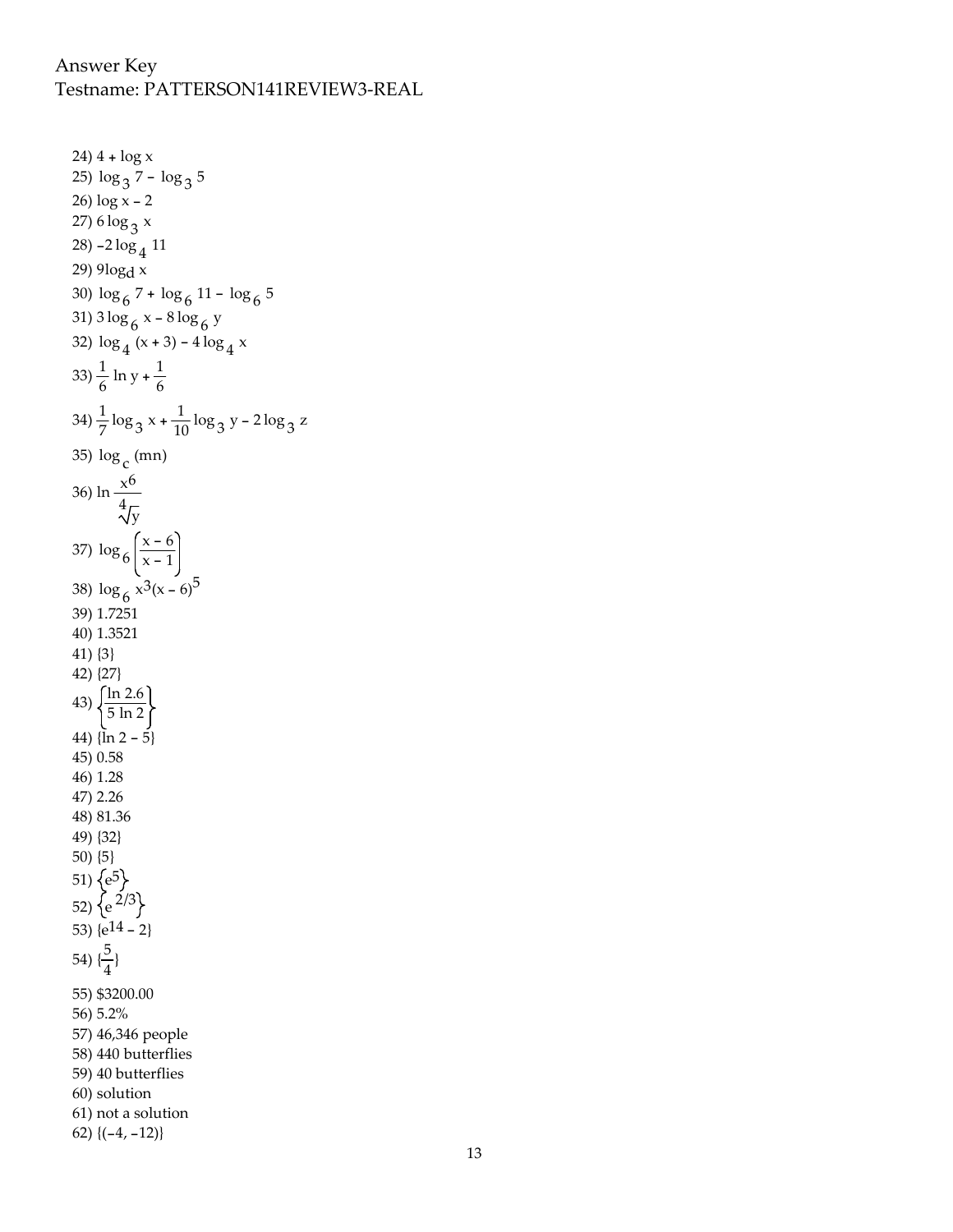Answer Key
Testname: PATTERSON141REVIEW3-REAL

24) $4 + \log x$
25) $\log_3 7 - \log_3 5$
26) $\log x - 2$
27) $6 \log_3 x$
28) $-2 \log_4 11$
29) $9\log_d x$
30) $\log_6 7 + \log_6 11 - \log_6 5$
31) $3 \log_6 x - 8 \log_6 y$
32) $\log_4 (x + 3) - 4 \log_4 x$
33) $\frac{1}{6} \ln y + \frac{1}{6}$
34) $\frac{1}{7} \log_3 x + \frac{1}{10} \log_3 y - 2 \log_3 z$
35) $\log_c (mn)$
36) $\ln \frac{x^6}{\sqrt[4]{y}}$
37) $\log_6 \left(\frac{x - 6}{x - 1}\right)$
38) $\log_6 x^3(x - 6)^5$
39) 1.7251
40) 1.3521
41) {3}
42) {27}
43) $\left\{\frac{\ln 2.6}{5 \ln 2}\right\}$
44) $\{\ln 2 - 5\}$
45) 0.58
46) 1.28
47) 2.26
48) 81.36
49) {32}
50) {5}
51) $\left\{e^5\right\}$
52) $\left\{e^{2/3}\right\}$
53) $\{e^{14} - 2\}$
54) $\{\frac{5}{4}\}$
55) $3200.00
56) 5.2%
57) 46,346 people
58) 440 butterflies
59) 40 butterflies
60) solution
61) not a solution
62) $\{(-4, -12)\}$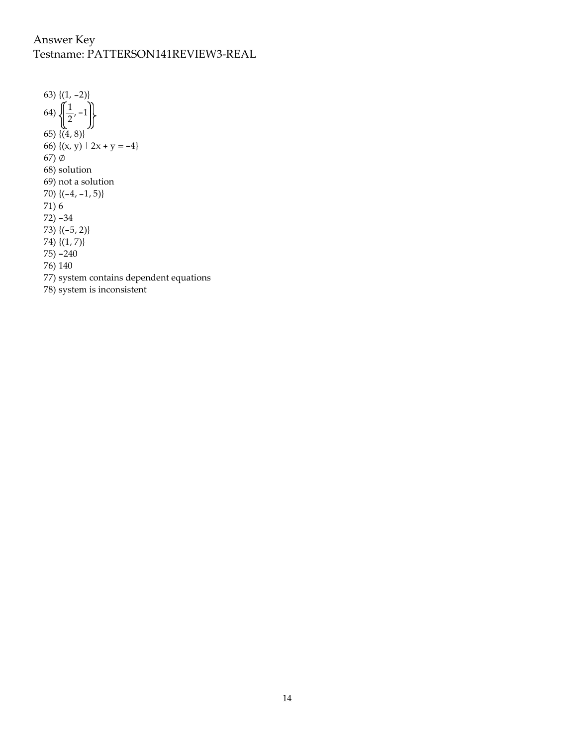Answer Key
Testname: PATTERSON141REVIEW3-REAL

63) $\{(1, -2)\}$
64) $\left\{\left(\frac{1}{2}, -1\right)\right\}$
65) $\{(4, 8)\}$
66) $\{(x, y) \mid 2x + y = -4\}$
67) $\varnothing$
68) solution
69) not a solution
70) $\{(-4, -1, 5)\}$
71) 6
72) $-34$
73) $\{(-5, 2)\}$
74) $\{(1, 7)\}$
75) $-240$
76) 140
77) system contains dependent equations
78) system is inconsistent